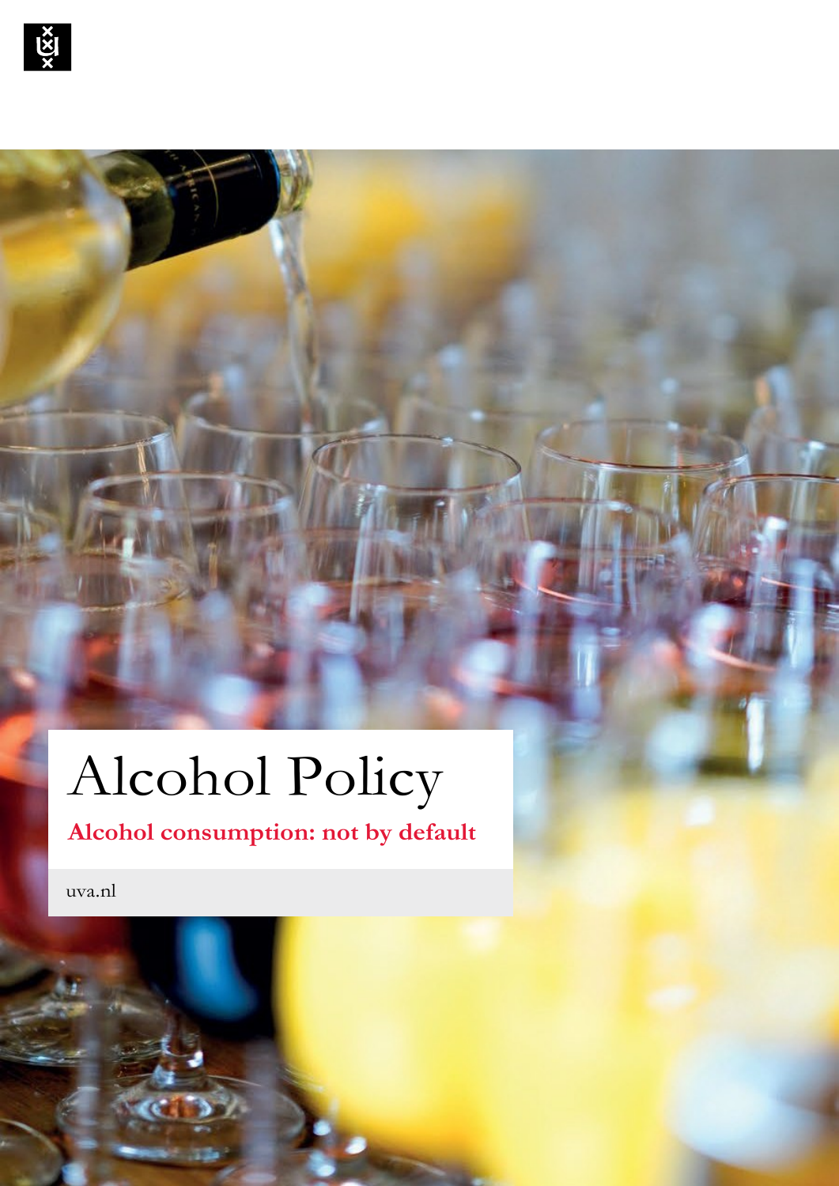# Alcohol Policy

**Alcohol consumption: not by default**

uva.nl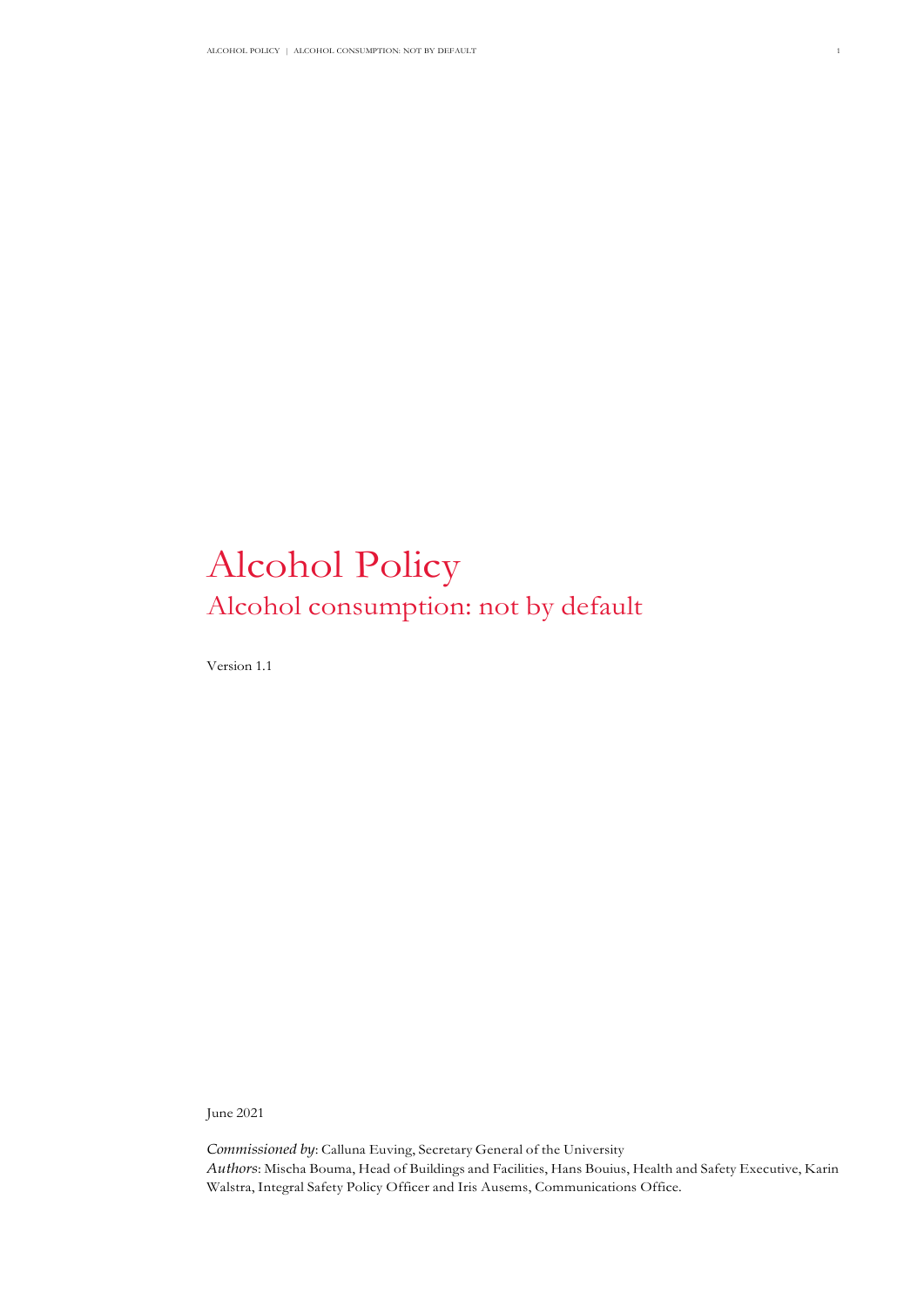# Alcohol Policy

## Alcohol consumption: not by default

Version 1.1

June 2021

*Commissioned by*: Calluna Euving, Secretary General of the University
*Authors*: Mischa Bouma, Head of Buildings and Facilities, Hans Bouius, Health and Safety Executive, Karin Walstra, Integral Safety Policy Officer and Iris Ausems, Communications Office.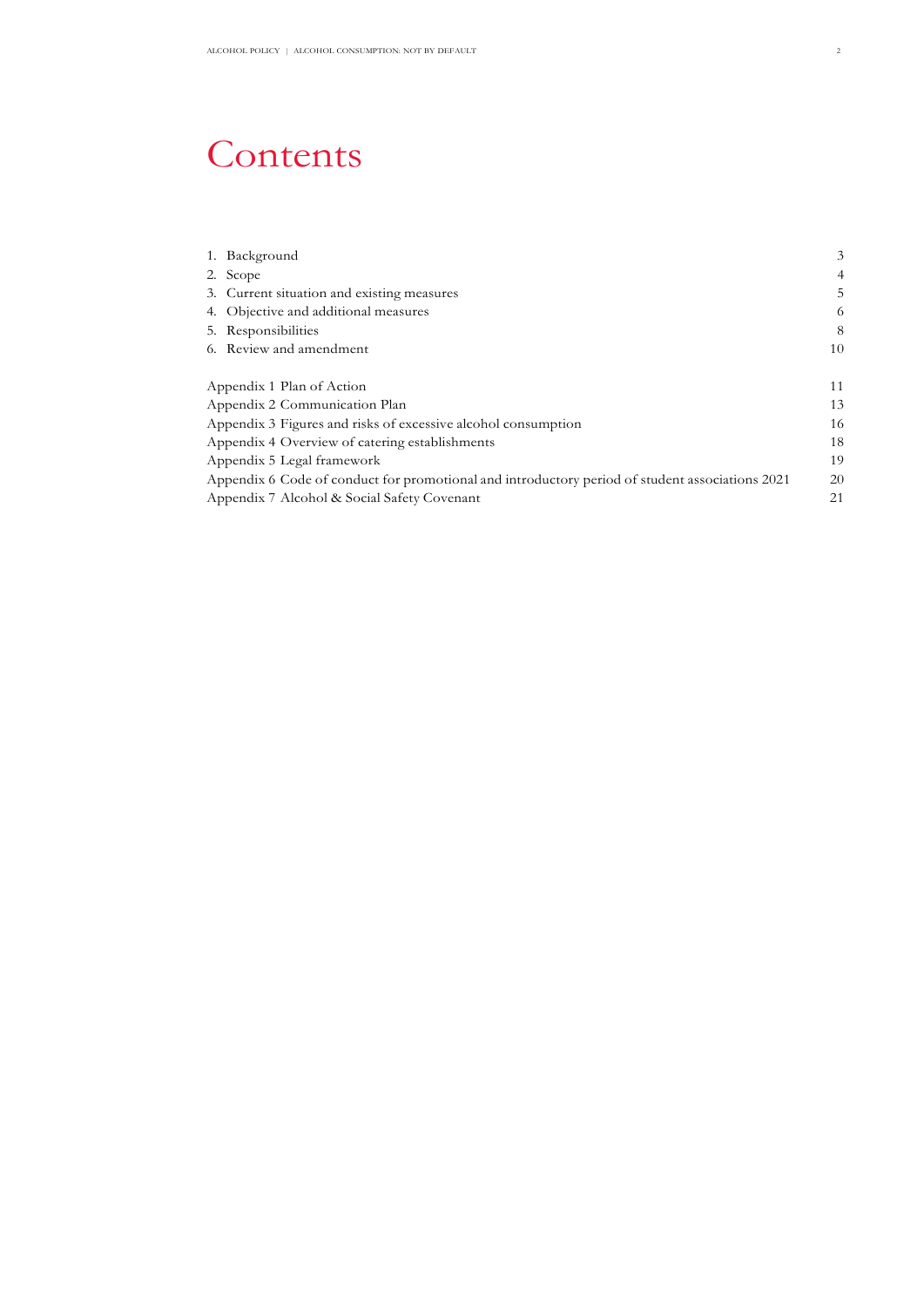# Contents

| | |
|---|---|
| 1. Background | 3 |
| 2. Scope | 4 |
| 3. Current situation and existing measures | 5 |
| 4. Objective and additional measures | 6 |
| 5. Responsibilities | 8 |
| 6. Review and amendment | 10 |
| | |
| Appendix 1 Plan of Action | 11 |
| Appendix 2 Communication Plan | 13 |
| Appendix 3 Figures and risks of excessive alcohol consumption | 16 |
| Appendix 4 Overview of catering establishments | 18 |
| Appendix 5 Legal framework | 19 |
| Appendix 6 Code of conduct for promotional and introductory period of student associations 2021 | 20 |
| Appendix 7 Alcohol & Social Safety Covenant | 21 |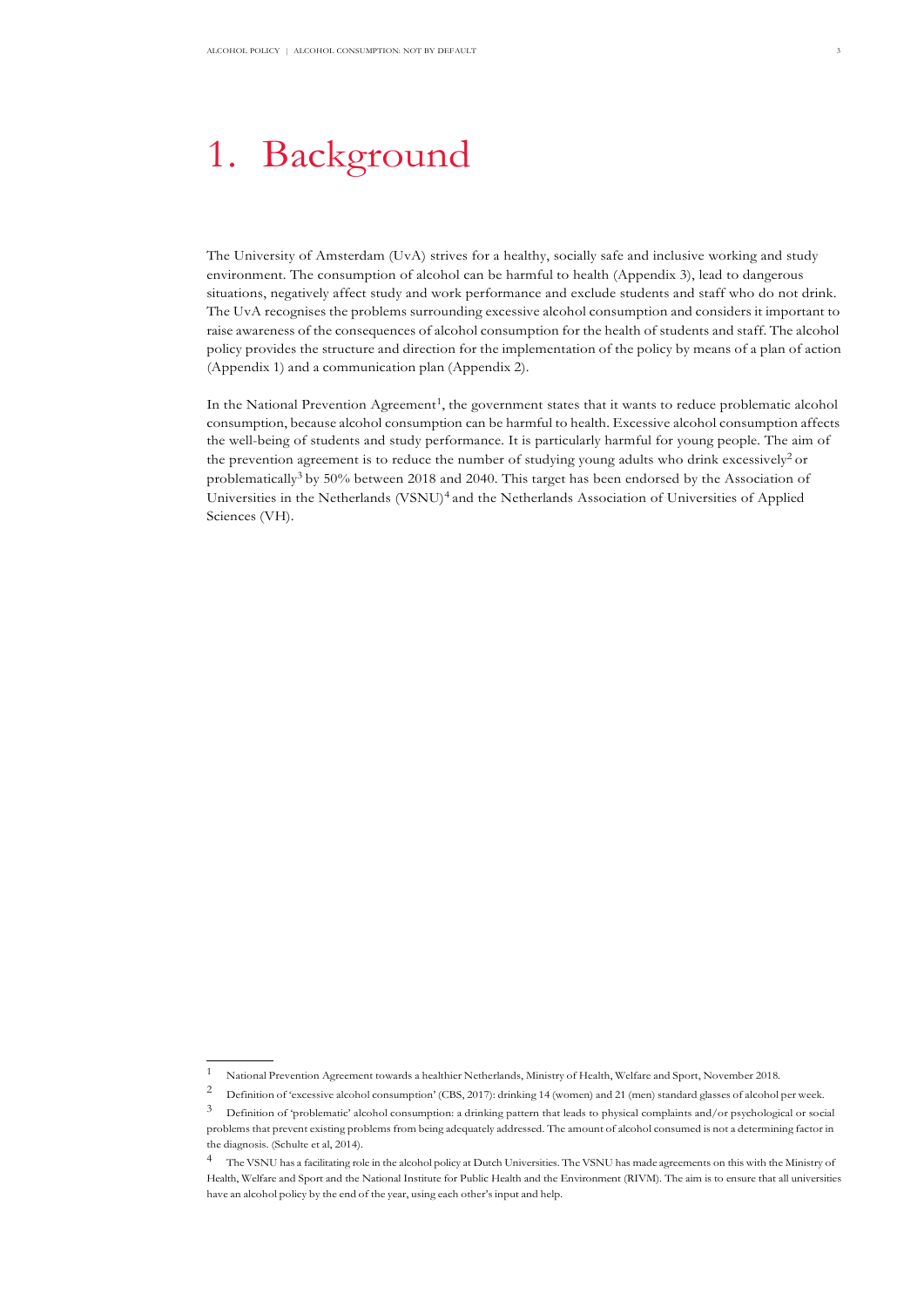# 1. Background

The University of Amsterdam (UvA) strives for a healthy, socially safe and inclusive working and study environment. The consumption of alcohol can be harmful to health (Appendix 3), lead to dangerous situations, negatively affect study and work performance and exclude students and staff who do not drink. The UvA recognises the problems surrounding excessive alcohol consumption and considers it important to raise awareness of the consequences of alcohol consumption for the health of students and staff. The alcohol policy provides the structure and direction for the implementation of the policy by means of a plan of action (Appendix 1) and a communication plan (Appendix 2).

In the National Prevention Agreement[1], the government states that it wants to reduce problematic alcohol consumption, because alcohol consumption can be harmful to health. Excessive alcohol consumption affects the well-being of students and study performance. It is particularly harmful for young people. The aim of the prevention agreement is to reduce the number of studying young adults who drink excessively[2] or problematically[3] by 50% between 2018 and 2040. This target has been endorsed by the Association of Universities in the Netherlands (VSNU)[4] and the Netherlands Association of Universities of Applied Sciences (VH).

---

[1] National Prevention Agreement towards a healthier Netherlands, Ministry of Health, Welfare and Sport, November 2018.

[2] Definition of 'excessive alcohol consumption' (CBS, 2017): drinking 14 (women) and 21 (men) standard glasses of alcohol per week.

[3] Definition of 'problematic' alcohol consumption: a drinking pattern that leads to physical complaints and/or psychological or social problems that prevent existing problems from being adequately addressed. The amount of alcohol consumed is not a determining factor in the diagnosis. (Schulte et al, 2014).

[4] The VSNU has a facilitating role in the alcohol policy at Dutch Universities. The VSNU has made agreements on this with the Ministry of Health, Welfare and Sport and the National Institute for Public Health and the Environment (RIVM). The aim is to ensure that all universities have an alcohol policy by the end of the year, using each other's input and help.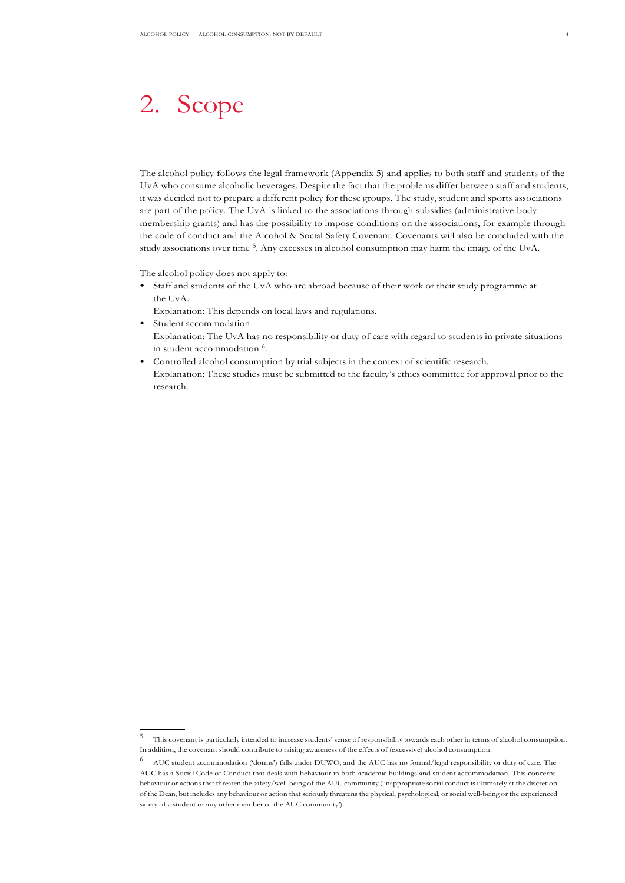# 2. Scope

The alcohol policy follows the legal framework (Appendix 5) and applies to both staff and students of the UvA who consume alcoholic beverages. Despite the fact that the problems differ between staff and students, it was decided not to prepare a different policy for these groups. The study, student and sports associations are part of the policy. The UvA is linked to the associations through subsidies (administrative body membership grants) and has the possibility to impose conditions on the associations, for example through the code of conduct and the Alcohol & Social Safety Covenant. Covenants will also be concluded with the study associations over time [5]. Any excesses in alcohol consumption may harm the image of the UvA.

The alcohol policy does not apply to:

- Staff and students of the UvA who are abroad because of their work or their study programme at the UvA.
  Explanation: This depends on local laws and regulations.
- Student accommodation
  Explanation: The UvA has no responsibility or duty of care with regard to students in private situations in student accommodation [6].
- Controlled alcohol consumption by trial subjects in the context of scientific research.
  Explanation: These studies must be submitted to the faculty's ethics committee for approval prior to the research.

---

[5] This covenant is particularly intended to increase students' sense of responsibility towards each other in terms of alcohol consumption. In addition, the covenant should contribute to raising awareness of the effects of (excessive) alcohol consumption.

[6] AUC student accommodation ('dorms') falls under DUWO, and the AUC has no formal/legal responsibility or duty of care. The AUC has a Social Code of Conduct that deals with behaviour in both academic buildings and student accommodation. This concerns behaviour or actions that threaten the safety/well-being of the AUC community ('inappropriate social conduct is ultimately at the discretion of the Dean, but includes any behaviour or action that seriously threatens the physical, psychological, or social well-being or the experienced safety of a student or any other member of the AUC community').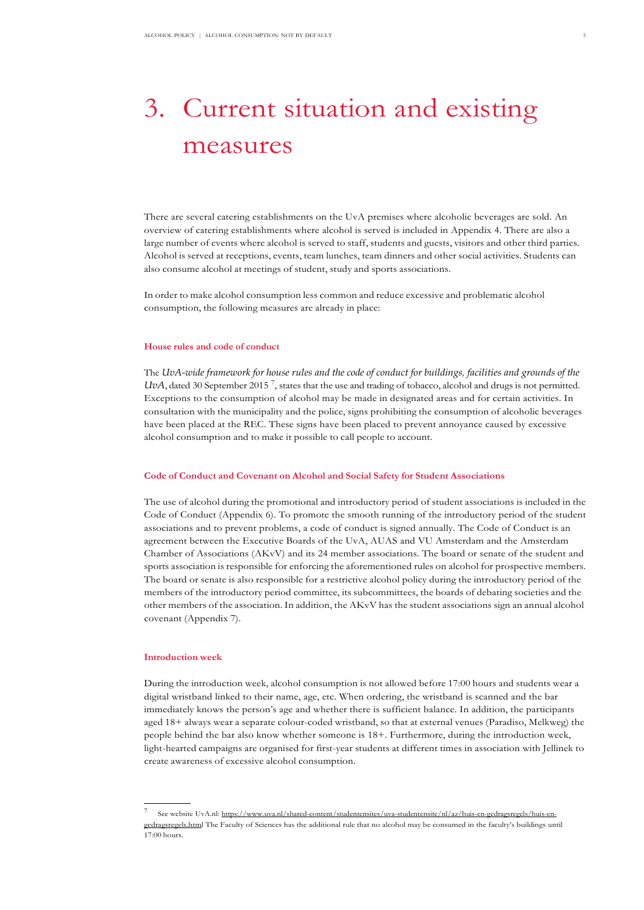# 3. Current situation and existing measures

There are several catering establishments on the UvA premises where alcoholic beverages are sold. An overview of catering establishments where alcohol is served is included in Appendix 4. There are also a large number of events where alcohol is served to staff, students and guests, visitors and other third parties. Alcohol is served at receptions, events, team lunches, team dinners and other social activities. Students can also consume alcohol at meetings of student, study and sports associations.

In order to make alcohol consumption less common and reduce excessive and problematic alcohol consumption, the following measures are already in place:

### House rules and code of conduct

The *UvA-wide framework for house rules and the code of conduct for buildings, facilities and grounds of the UvA*, dated 30 September 2015 [7], states that the use and trading of tobacco, alcohol and drugs is not permitted. Exceptions to the consumption of alcohol may be made in designated areas and for certain activities. In consultation with the municipality and the police, signs prohibiting the consumption of alcoholic beverages have been placed at the REC. These signs have been placed to prevent annoyance caused by excessive alcohol consumption and to make it possible to call people to account.

### Code of Conduct and Covenant on Alcohol and Social Safety for Student Associations

The use of alcohol during the promotional and introductory period of student associations is included in the Code of Conduct (Appendix 6). To promote the smooth running of the introductory period of the student associations and to prevent problems, a code of conduct is signed annually. The Code of Conduct is an agreement between the Executive Boards of the UvA, AUAS and VU Amsterdam and the Amsterdam Chamber of Associations (AKvV) and its 24 member associations. The board or senate of the student and sports association is responsible for enforcing the aforementioned rules on alcohol for prospective members. The board or senate is also responsible for a restrictive alcohol policy during the introductory period of the members of the introductory period committee, its subcommittees, the boards of debating societies and the other members of the association. In addition, the AKvV has the student associations sign an annual alcohol covenant (Appendix 7).

### Introduction week

During the introduction week, alcohol consumption is not allowed before 17:00 hours and students wear a digital wristband linked to their name, age, etc. When ordering, the wristband is scanned and the bar immediately knows the person's age and whether there is sufficient balance. In addition, the participants aged 18+ always wear a separate colour-coded wristband, so that at external venues (Paradiso, Melkweg) the people behind the bar also know whether someone is 18+. Furthermore, during the introduction week, light-hearted campaigns are organised for first-year students at different times in association with Jellinek to create awareness of excessive alcohol consumption.

---

[7] See website UvA.nl: https://www.uva.nl/shared-content/studentensites/uva-studentensite/nl/az/huis-en-gedragsregels/huis-en-gedragsregels.html The Faculty of Sciences has the additional rule that no alcohol may be consumed in the faculty's buildings until 17:00 hours.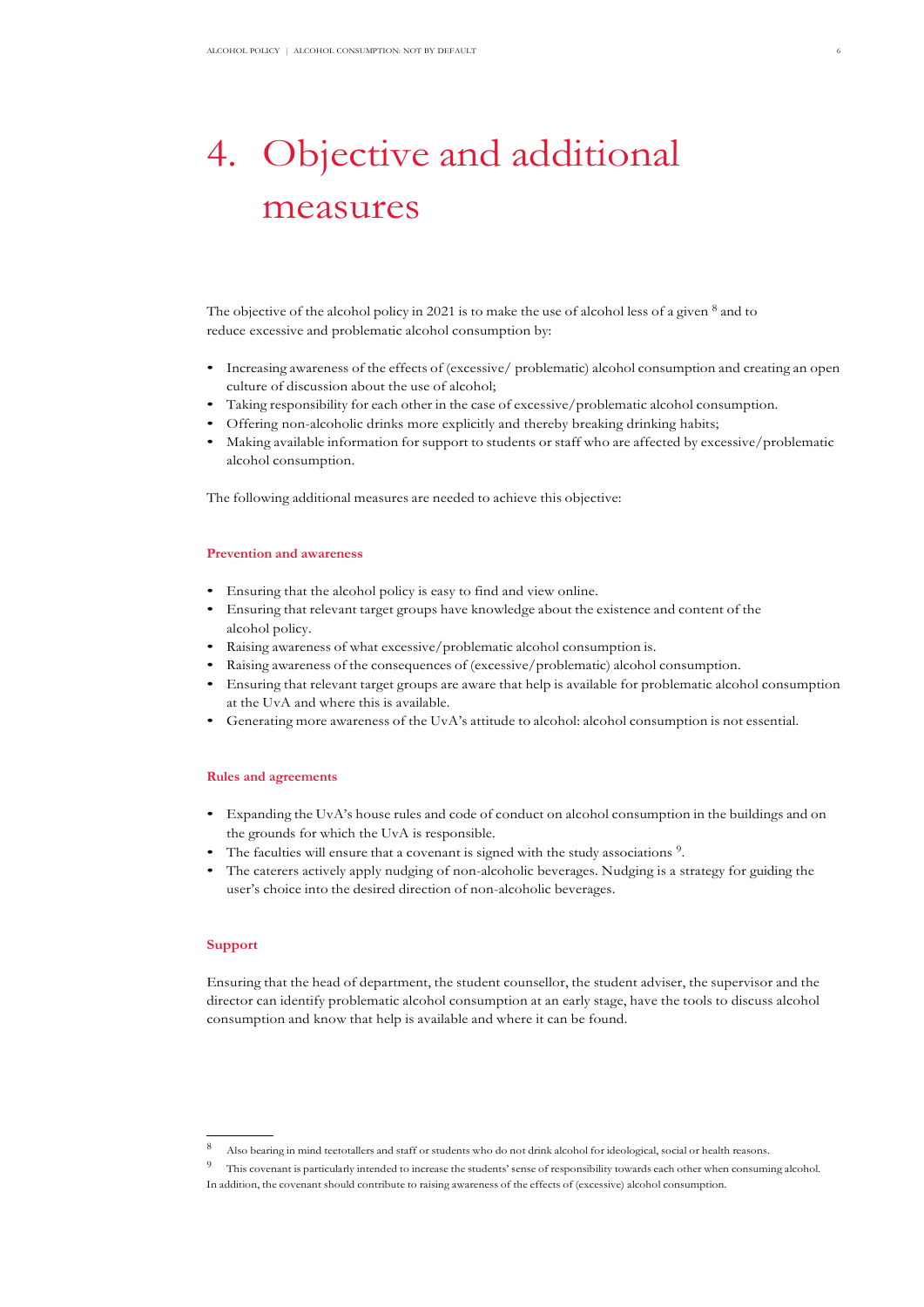# 4. Objective and additional measures

The objective of the alcohol policy in 2021 is to make the use of alcohol less of a given [8] and to reduce excessive and problematic alcohol consumption by:

- Increasing awareness of the effects of (excessive/ problematic) alcohol consumption and creating an open culture of discussion about the use of alcohol;
- Taking responsibility for each other in the case of excessive/problematic alcohol consumption.
- Offering non-alcoholic drinks more explicitly and thereby breaking drinking habits;
- Making available information for support to students or staff who are affected by excessive/problematic alcohol consumption.

The following additional measures are needed to achieve this objective:

### Prevention and awareness

- Ensuring that the alcohol policy is easy to find and view online.
- Ensuring that relevant target groups have knowledge about the existence and content of the alcohol policy.
- Raising awareness of what excessive/problematic alcohol consumption is.
- Raising awareness of the consequences of (excessive/problematic) alcohol consumption.
- Ensuring that relevant target groups are aware that help is available for problematic alcohol consumption at the UvA and where this is available.
- Generating more awareness of the UvA's attitude to alcohol: alcohol consumption is not essential.

### Rules and agreements

- Expanding the UvA's house rules and code of conduct on alcohol consumption in the buildings and on the grounds for which the UvA is responsible.
- The faculties will ensure that a covenant is signed with the study associations [9].
- The caterers actively apply nudging of non-alcoholic beverages. Nudging is a strategy for guiding the user's choice into the desired direction of non-alcoholic beverages.

### Support

Ensuring that the head of department, the student counsellor, the student adviser, the supervisor and the director can identify problematic alcohol consumption at an early stage, have the tools to discuss alcohol consumption and know that help is available and where it can be found.

---

[8] Also bearing in mind teetotallers and staff or students who do not drink alcohol for ideological, social or health reasons.

[9] This covenant is particularly intended to increase the students' sense of responsibility towards each other when consuming alcohol. In addition, the covenant should contribute to raising awareness of the effects of (excessive) alcohol consumption.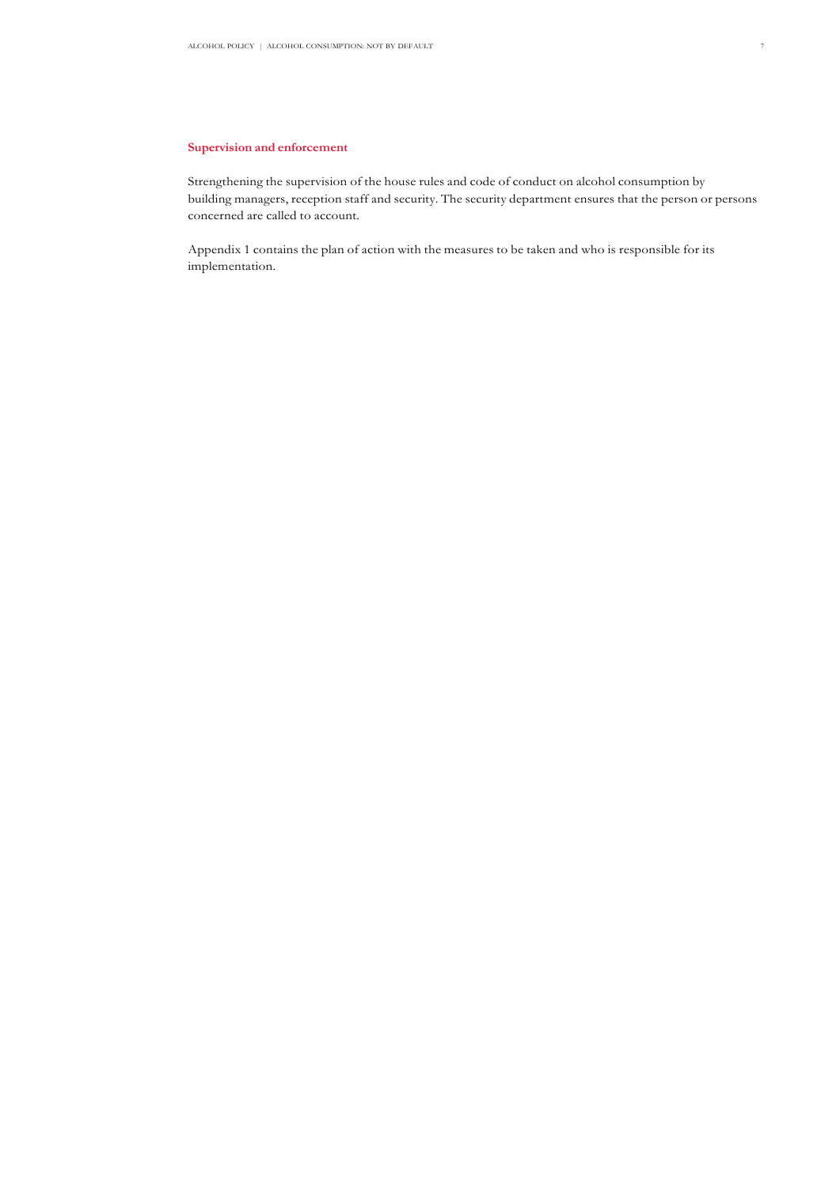### Supervision and enforcement

Strengthening the supervision of the house rules and code of conduct on alcohol consumption by building managers, reception staff and security. The security department ensures that the person or persons concerned are called to account.

Appendix 1 contains the plan of action with the measures to be taken and who is responsible for its implementation.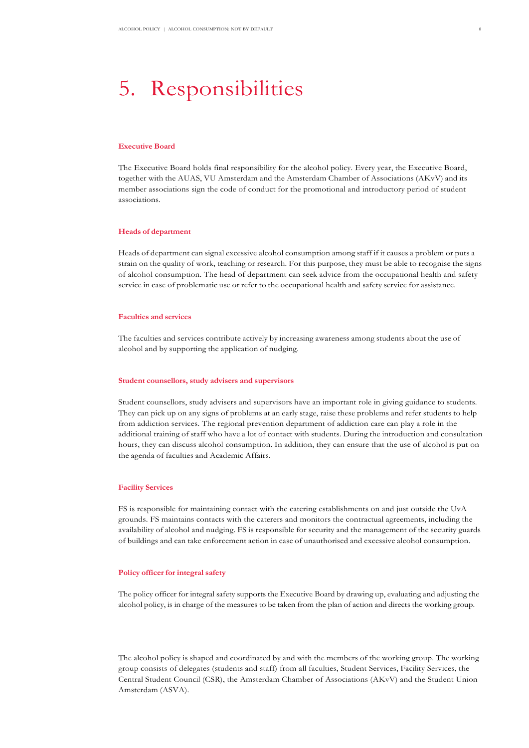# 5. Responsibilities

### Executive Board

The Executive Board holds final responsibility for the alcohol policy. Every year, the Executive Board, together with the AUAS, VU Amsterdam and the Amsterdam Chamber of Associations (AKvV) and its member associations sign the code of conduct for the promotional and introductory period of student associations.

### Heads of department

Heads of department can signal excessive alcohol consumption among staff if it causes a problem or puts a strain on the quality of work, teaching or research. For this purpose, they must be able to recognise the signs of alcohol consumption. The head of department can seek advice from the occupational health and safety service in case of problematic use or refer to the occupational health and safety service for assistance.

### Faculties and services

The faculties and services contribute actively by increasing awareness among students about the use of alcohol and by supporting the application of nudging.

### Student counsellors, study advisers and supervisors

Student counsellors, study advisers and supervisors have an important role in giving guidance to students. They can pick up on any signs of problems at an early stage, raise these problems and refer students to help from addiction services. The regional prevention department of addiction care can play a role in the additional training of staff who have a lot of contact with students. During the introduction and consultation hours, they can discuss alcohol consumption. In addition, they can ensure that the use of alcohol is put on the agenda of faculties and Academic Affairs.

### Facility Services

FS is responsible for maintaining contact with the catering establishments on and just outside the UvA grounds. FS maintains contacts with the caterers and monitors the contractual agreements, including the availability of alcohol and nudging. FS is responsible for security and the management of the security guards of buildings and can take enforcement action in case of unauthorised and excessive alcohol consumption.

### Policy officer for integral safety

The policy officer for integral safety supports the Executive Board by drawing up, evaluating and adjusting the alcohol policy, is in charge of the measures to be taken from the plan of action and directs the working group.

The alcohol policy is shaped and coordinated by and with the members of the working group. The working group consists of delegates (students and staff) from all faculties, Student Services, Facility Services, the Central Student Council (CSR), the Amsterdam Chamber of Associations (AKvV) and the Student Union Amsterdam (ASVA).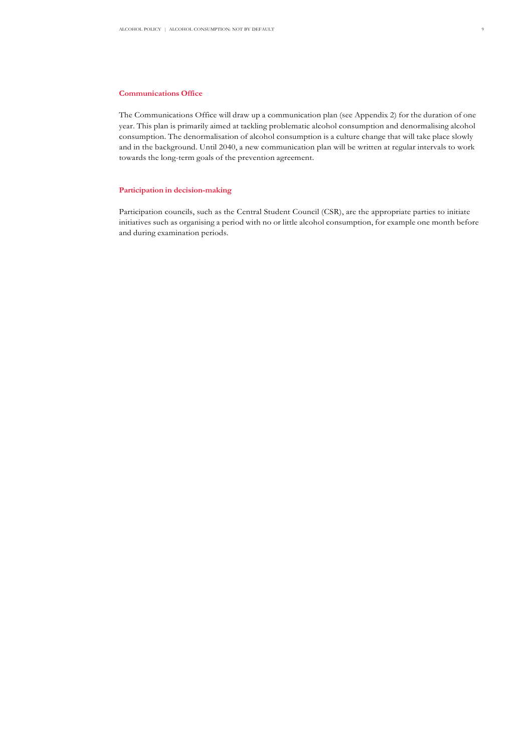### Communications Office

The Communications Office will draw up a communication plan (see Appendix 2) for the duration of one year. This plan is primarily aimed at tackling problematic alcohol consumption and denormalising alcohol consumption. The denormalisation of alcohol consumption is a culture change that will take place slowly and in the background. Until 2040, a new communication plan will be written at regular intervals to work towards the long-term goals of the prevention agreement.

### Participation in decision-making

Participation councils, such as the Central Student Council (CSR), are the appropriate parties to initiate initiatives such as organising a period with no or little alcohol consumption, for example one month before and during examination periods.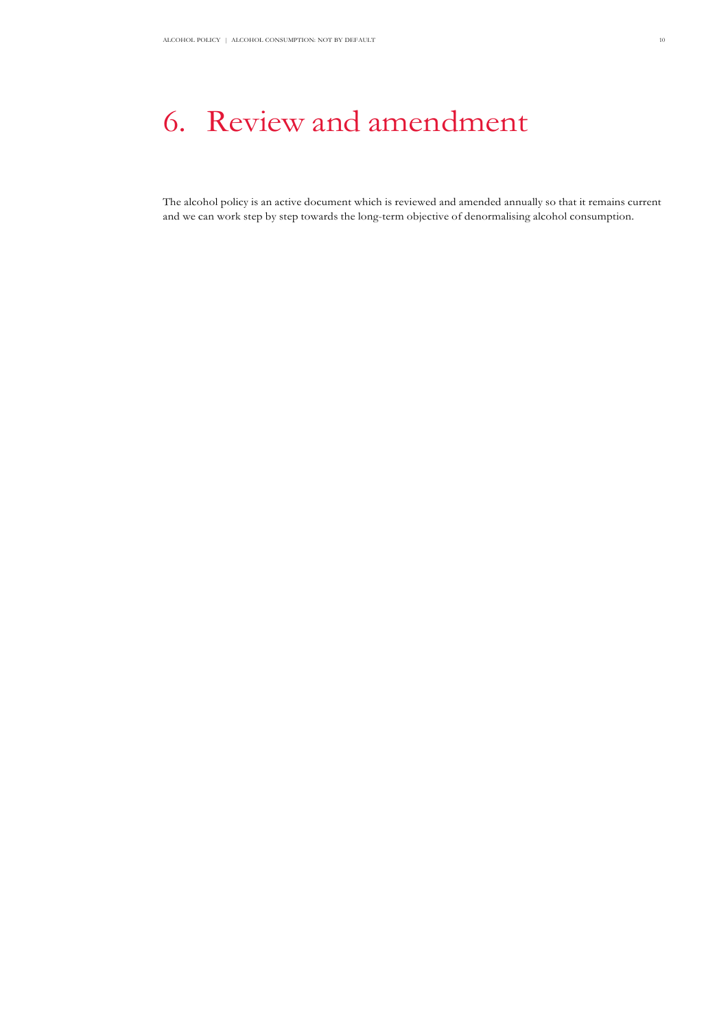# 6. Review and amendment

The alcohol policy is an active document which is reviewed and amended annually so that it remains current and we can work step by step towards the long-term objective of denormalising alcohol consumption.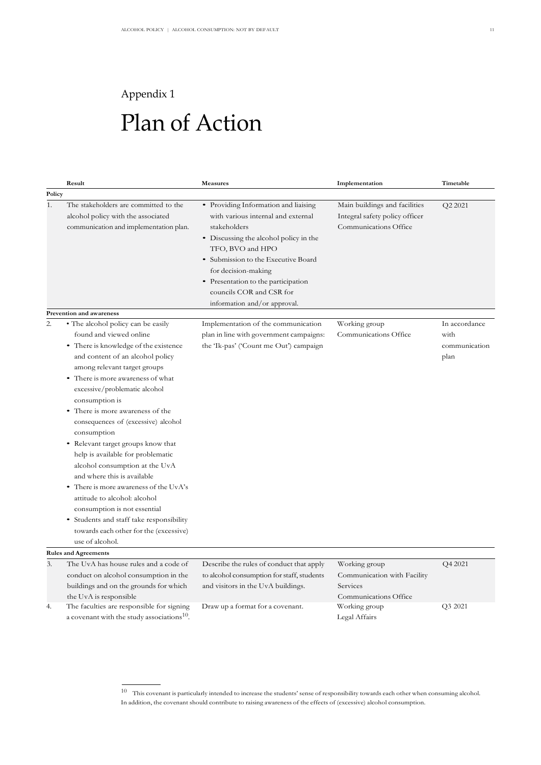Appendix 1

# Plan of Action

| | Result | Measures | Implementation | Timetable |
|---|---|---|---|---|
| **Policy** | | | | |
| 1. | The stakeholders are committed to the alcohol policy with the associated communication and implementation plan. | • Providing Information and liaising with various internal and external stakeholders<br>• Discussing the alcohol policy in the TFO, BVO and HPO<br>• Submission to the Executive Board for decision-making<br>• Presentation to the participation councils COR and CSR for information and/or approval. | Main buildings and facilities<br>Integral safety policy officer<br>Communications Office | Q2 2021 |
| **Prevention and awareness** | | | | |
| 2. | • The alcohol policy can be easily found and viewed online<br>• There is knowledge of the existence and content of an alcohol policy among relevant target groups<br>• There is more awareness of what excessive/problematic alcohol consumption is<br>• There is more awareness of the consequences of (excessive) alcohol consumption<br>• Relevant target groups know that help is available for problematic alcohol consumption at the UvA and where this is available<br>• There is more awareness of the UvA's attitude to alcohol: alcohol consumption is not essential<br>• Students and staff take responsibility towards each other for the (excessive) use of alcohol. | Implementation of the communication plan in line with government campaigns: the 'Ik-pas' ('Count me Out') campaign | Working group<br>Communications Office | In accordance with communication plan |
| **Rules and Agreements** | | | | |
| 3. | The UvA has house rules and a code of conduct on alcohol consumption in the buildings and on the grounds for which the UvA is responsible | Describe the rules of conduct that apply to alcohol consumption for staff, students and visitors in the UvA buildings. | Working group<br>Communication with Facility Services<br>Communications Office | Q4 2021 |
| 4. | The faculties are responsible for signing a covenant with the study associations[10]. | Draw up a format for a covenant. | Working group<br>Legal Affairs | Q3 2021 |

[10] This covenant is particularly intended to increase the students' sense of responsibility towards each other when consuming alcohol. In addition, the covenant should contribute to raising awareness of the effects of (excessive) alcohol consumption.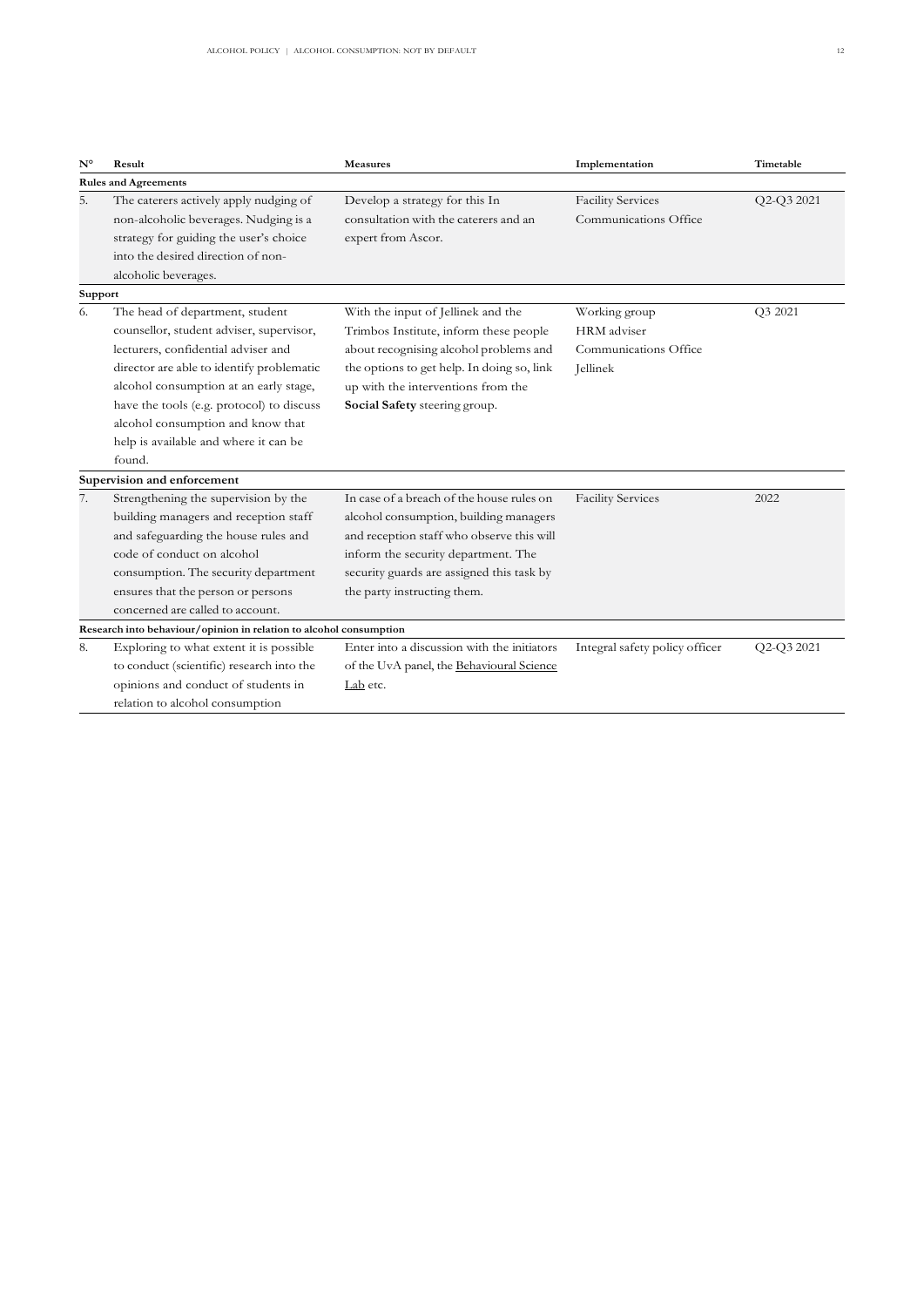| N° | Result | Measures | Implementation | Timetable |
| --- | --- | --- | --- | --- |
| **Rules and Agreements** | | | | |
| 5. | The caterers actively apply nudging of non-alcoholic beverages. Nudging is a strategy for guiding the user's choice into the desired direction of non-alcoholic beverages. | Develop a strategy for this In consultation with the caterers and an expert from Ascor. | Facility Services<br>Communications Office | Q2-Q3 2021 |
| **Support** | | | | |
| 6. | The head of department, student counsellor, student adviser, supervisor, lecturers, confidential adviser and director are able to identify problematic alcohol consumption at an early stage, have the tools (e.g. protocol) to discuss alcohol consumption and know that help is available and where it can be found. | With the input of Jellinek and the Trimbos Institute, inform these people about recognising alcohol problems and the options to get help. In doing so, link up with the interventions from the **Social Safety** steering group. | Working group<br>HRM adviser<br>Communications Office<br>Jellinek | Q3 2021 |
| **Supervision and enforcement** | | | | |
| 7. | Strengthening the supervision by the building managers and reception staff and safeguarding the house rules and code of conduct on alcohol consumption. The security department ensures that the person or persons concerned are called to account. | In case of a breach of the house rules on alcohol consumption, building managers and reception staff who observe this will inform the security department. The security guards are assigned this task by the party instructing them. | Facility Services | 2022 |
| **Research into behaviour/opinion in relation to alcohol consumption** | | | | |
| 8. | Exploring to what extent it is possible to conduct (scientific) research into the opinions and conduct of students in relation to alcohol consumption | Enter into a discussion with the initiators of the UvA panel, the Behavioural Science Lab etc. | Integral safety policy officer | Q2-Q3 2021 |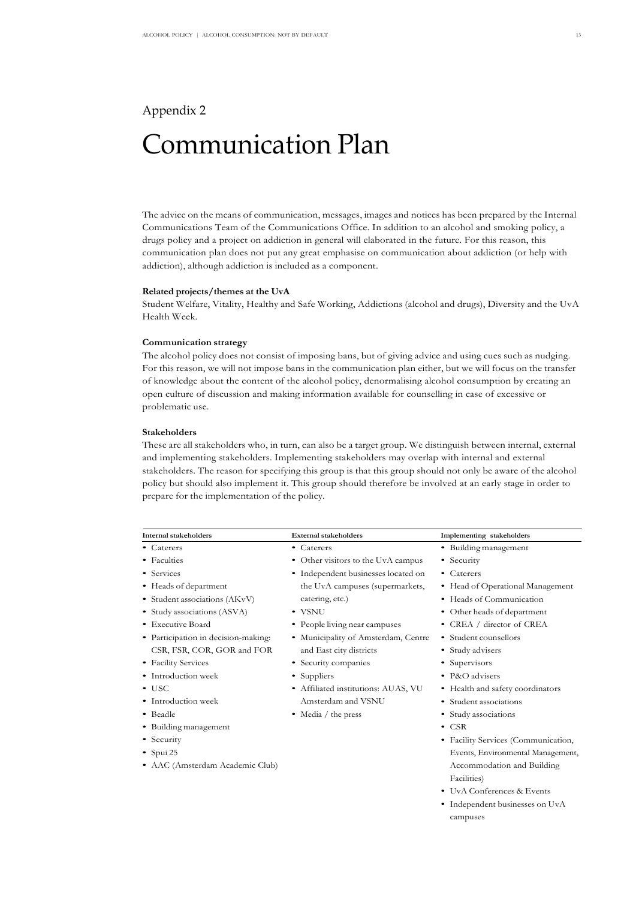Appendix 2

# Communication Plan

The advice on the means of communication, messages, images and notices has been prepared by the Internal Communications Team of the Communications Office. In addition to an alcohol and smoking policy, a drugs policy and a project on addiction in general will elaborated in the future. For this reason, this communication plan does not put any great emphasise on communication about addiction (or help with addiction), although addiction is included as a component.

**Related projects/themes at the UvA**

Student Welfare, Vitality, Healthy and Safe Working, Addictions (alcohol and drugs), Diversity and the UvA Health Week.

**Communication strategy**

The alcohol policy does not consist of imposing bans, but of giving advice and using cues such as nudging. For this reason, we will not impose bans in the communication plan either, but we will focus on the transfer of knowledge about the content of the alcohol policy, denormalising alcohol consumption by creating an open culture of discussion and making information available for counselling in case of excessive or problematic use.

**Stakeholders**

These are all stakeholders who, in turn, can also be a target group. We distinguish between internal, external and implementing stakeholders. Implementing stakeholders may overlap with internal and external stakeholders. The reason for specifying this group is that this group should not only be aware of the alcohol policy but should also implement it. This group should therefore be involved at an early stage in order to prepare for the implementation of the policy.

| Internal stakeholders | External stakeholders | Implementing stakeholders |
|---|---|---|
| • Caterers<br>• Faculties<br>• Services<br>• Heads of department<br>• Student associations (AKvV)<br>• Study associations (ASVA)<br>• Executive Board<br>• Participation in decision-making: CSR, FSR, COR, GOR and FOR<br>• Facility Services<br>• Introduction week<br>• USC<br>• Introduction week<br>• Beadle<br>• Building management<br>• Security<br>• Spui 25<br>• AAC (Amsterdam Academic Club) | • Caterers<br>• Other visitors to the UvA campus<br>• Independent businesses located on the UvA campuses (supermarkets, catering, etc.)<br>• VSNU<br>• People living near campuses<br>• Municipality of Amsterdam, Centre and East city districts<br>• Security companies<br>• Suppliers<br>• Affiliated institutions: AUAS, VU Amsterdam and VSNU<br>• Media / the press | • Building management<br>• Security<br>• Caterers<br>• Head of Operational Management<br>• Heads of Communication<br>• Other heads of department<br>• CREA / director of CREA<br>• Student counsellors<br>• Study advisers<br>• Supervisors<br>• P&O advisers<br>• Health and safety coordinators<br>• Student associations<br>• Study associations<br>• CSR<br>• Facility Services (Communication, Events, Environmental Management, Accommodation and Building Facilities)<br>• UvA Conferences & Events<br>• Independent businesses on UvA campuses |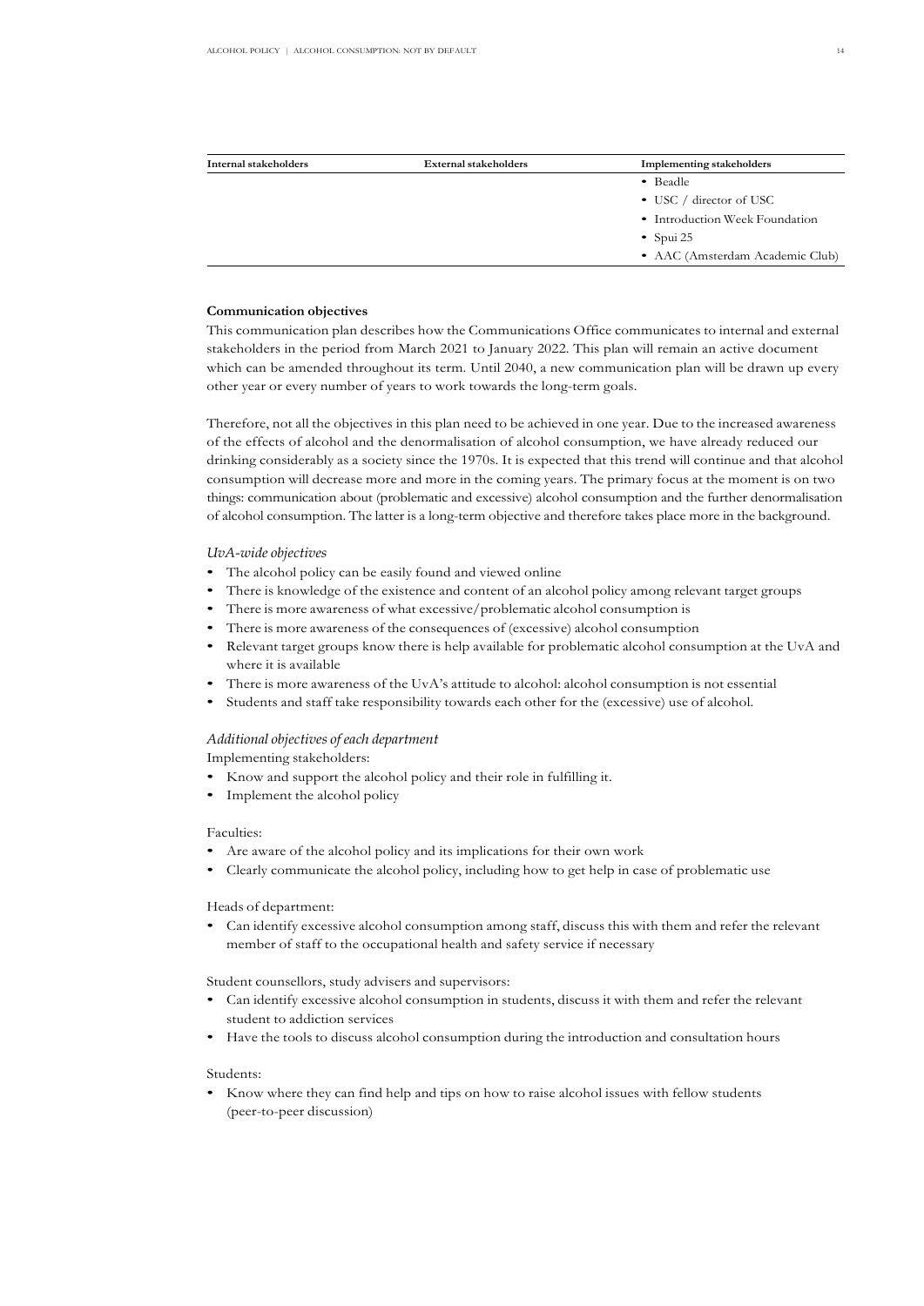| Internal stakeholders | External stakeholders | Implementing stakeholders |
| --- | --- | --- |
| | | • Beadle |
| | | • USC / director of USC |
| | | • Introduction Week Foundation |
| | | • Spui 25 |
| | | • AAC (Amsterdam Academic Club) |

**Communication objectives**

This communication plan describes how the Communications Office communicates to internal and external stakeholders in the period from March 2021 to January 2022. This plan will remain an active document which can be amended throughout its term. Until 2040, a new communication plan will be drawn up every other year or every number of years to work towards the long-term goals.

Therefore, not all the objectives in this plan need to be achieved in one year. Due to the increased awareness of the effects of alcohol and the denormalisation of alcohol consumption, we have already reduced our drinking considerably as a society since the 1970s. It is expected that this trend will continue and that alcohol consumption will decrease more and more in the coming years. The primary focus at the moment is on two things: communication about (problematic and excessive) alcohol consumption and the further denormalisation of alcohol consumption. The latter is a long-term objective and therefore takes place more in the background.

*UvA-wide objectives*

- The alcohol policy can be easily found and viewed online
- There is knowledge of the existence and content of an alcohol policy among relevant target groups
- There is more awareness of what excessive/problematic alcohol consumption is
- There is more awareness of the consequences of (excessive) alcohol consumption
- Relevant target groups know there is help available for problematic alcohol consumption at the UvA and where it is available
- There is more awareness of the UvA's attitude to alcohol: alcohol consumption is not essential
- Students and staff take responsibility towards each other for the (excessive) use of alcohol.

*Additional objectives of each department*

Implementing stakeholders:

- Know and support the alcohol policy and their role in fulfilling it.
- Implement the alcohol policy

Faculties:

- Are aware of the alcohol policy and its implications for their own work
- Clearly communicate the alcohol policy, including how to get help in case of problematic use

Heads of department:

- Can identify excessive alcohol consumption among staff, discuss this with them and refer the relevant member of staff to the occupational health and safety service if necessary

Student counsellors, study advisers and supervisors:

- Can identify excessive alcohol consumption in students, discuss it with them and refer the relevant student to addiction services
- Have the tools to discuss alcohol consumption during the introduction and consultation hours

Students:

- Know where they can find help and tips on how to raise alcohol issues with fellow students (peer-to-peer discussion)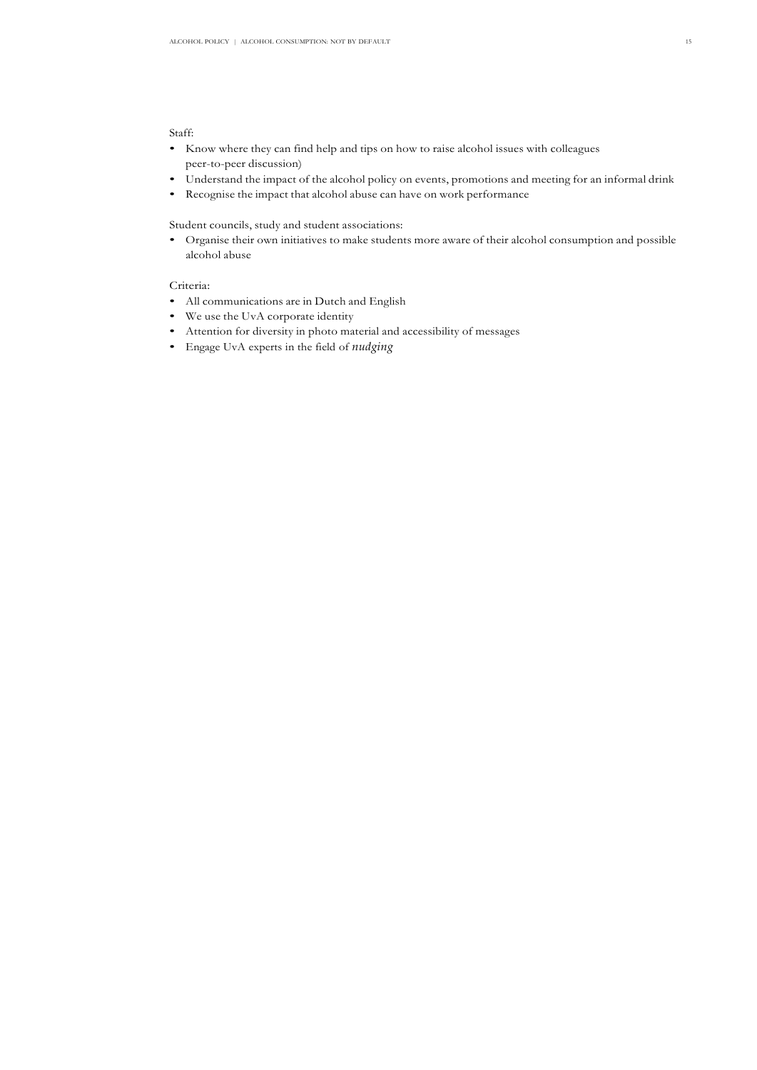Staff:

- Know where they can find help and tips on how to raise alcohol issues with colleagues peer-to-peer discussion)
- Understand the impact of the alcohol policy on events, promotions and meeting for an informal drink
- Recognise the impact that alcohol abuse can have on work performance

Student councils, study and student associations:

- Organise their own initiatives to make students more aware of their alcohol consumption and possible alcohol abuse

Criteria:

- All communications are in Dutch and English
- We use the UvA corporate identity
- Attention for diversity in photo material and accessibility of messages
- Engage UvA experts in the field of *nudging*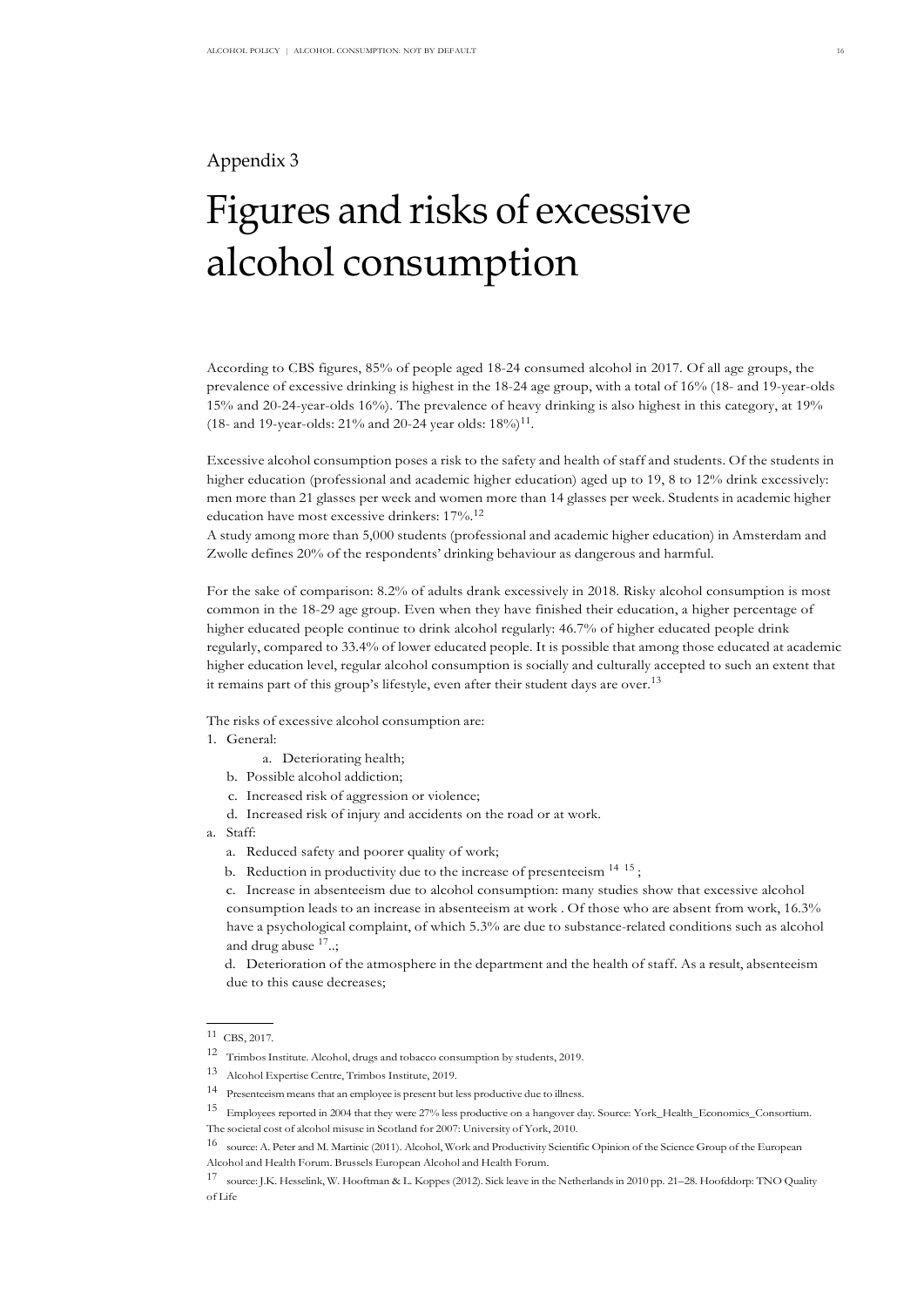Appendix 3

# Figures and risks of excessive alcohol consumption

According to CBS figures, 85% of people aged 18-24 consumed alcohol in 2017. Of all age groups, the prevalence of excessive drinking is highest in the 18-24 age group, with a total of 16% (18- and 19-year-olds 15% and 20-24-year-olds 16%). The prevalence of heavy drinking is also highest in this category, at 19% (18- and 19-year-olds: 21% and 20-24 year olds: 18%)[11].

Excessive alcohol consumption poses a risk to the safety and health of staff and students. Of the students in higher education (professional and academic higher education) aged up to 19, 8 to 12% drink excessively: men more than 21 glasses per week and women more than 14 glasses per week. Students in academic higher education have most excessive drinkers: 17%.[12]

A study among more than 5,000 students (professional and academic higher education) in Amsterdam and Zwolle defines 20% of the respondents' drinking behaviour as dangerous and harmful.

For the sake of comparison: 8.2% of adults drank excessively in 2018. Risky alcohol consumption is most common in the 18-29 age group. Even when they have finished their education, a higher percentage of higher educated people continue to drink alcohol regularly: 46.7% of higher educated people drink regularly, compared to 33.4% of lower educated people. It is possible that among those educated at academic higher education level, regular alcohol consumption is socially and culturally accepted to such an extent that it remains part of this group's lifestyle, even after their student days are over.[13]

The risks of excessive alcohol consumption are:

1. General:
   a. Deteriorating health;
   b. Possible alcohol addiction;
   c. Increased risk of aggression or violence;
   d. Increased risk of injury and accidents on the road or at work.

a. Staff:
   a. Reduced safety and poorer quality of work;
   b. Reduction in productivity due to the increase of presenteeism [14] [15];
   c. Increase in absenteeism due to alcohol consumption: many studies show that excessive alcohol consumption leads to an increase in absenteeism at work . Of those who are absent from work, 16.3% have a psychological complaint, of which 5.3% are due to substance-related conditions such as alcohol and drug abuse [17]..;
   d. Deterioration of the atmosphere in the department and the health of staff. As a result, absenteeism due to this cause decreases;

---

[11] CBS, 2017.

[12] Trimbos Institute. Alcohol, drugs and tobacco consumption by students, 2019.

[13] Alcohol Expertise Centre, Trimbos Institute, 2019.

[14] Presenteeism means that an employee is present but less productive due to illness.

[15] Employees reported in 2004 that they were 27% less productive on a hangover day. Source: York_Health_Economics_Consortium. The societal cost of alcohol misuse in Scotland for 2007: University of York, 2010.

[16] source: A. Peter and M. Martinic (2011). Alcohol, Work and Productivity Scientific Opinion of the Science Group of the European Alcohol and Health Forum. Brussels European Alcohol and Health Forum.

[17] source: J.K. Hesselink, W. Hooftman & L. Koppes (2012). Sick leave in the Netherlands in 2010 pp. 21–28. Hoofddorp: TNO Quality of Life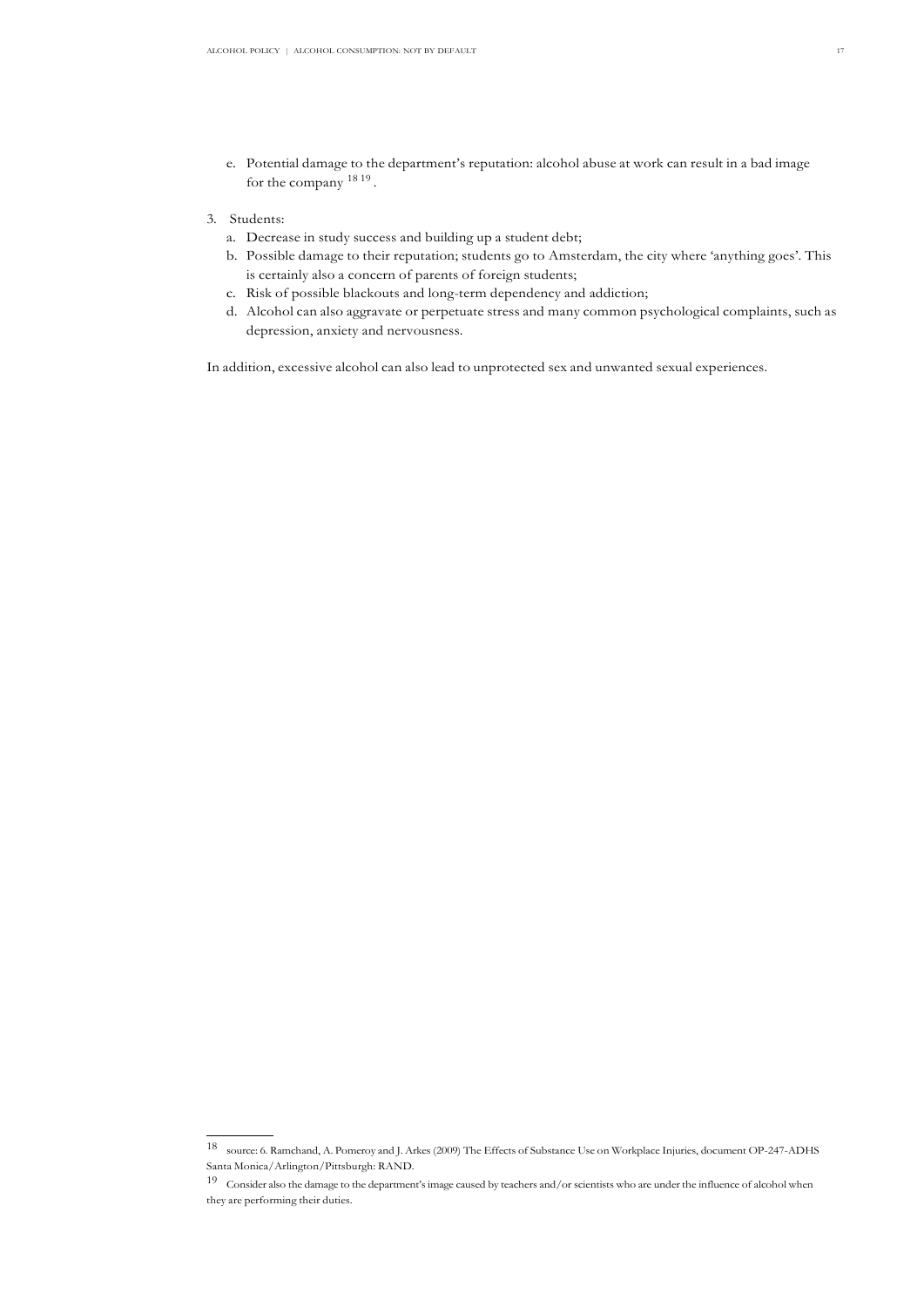e. Potential damage to the department's reputation: alcohol abuse at work can result in a bad image for the company [18] [19].

3. Students:
   a. Decrease in study success and building up a student debt;
   b. Possible damage to their reputation; students go to Amsterdam, the city where 'anything goes'. This is certainly also a concern of parents of foreign students;
   c. Risk of possible blackouts and long-term dependency and addiction;
   d. Alcohol can also aggravate or perpetuate stress and many common psychological complaints, such as depression, anxiety and nervousness.

In addition, excessive alcohol can also lead to unprotected sex and unwanted sexual experiences.

---

[18] source: 6. Ramchand, A. Pomeroy and J. Arkes (2009) The Effects of Substance Use on Workplace Injuries, document OP-247-ADHS Santa Monica/Arlington/Pittsburgh: RAND.

[19] Consider also the damage to the department's image caused by teachers and/or scientists who are under the influence of alcohol when they are performing their duties.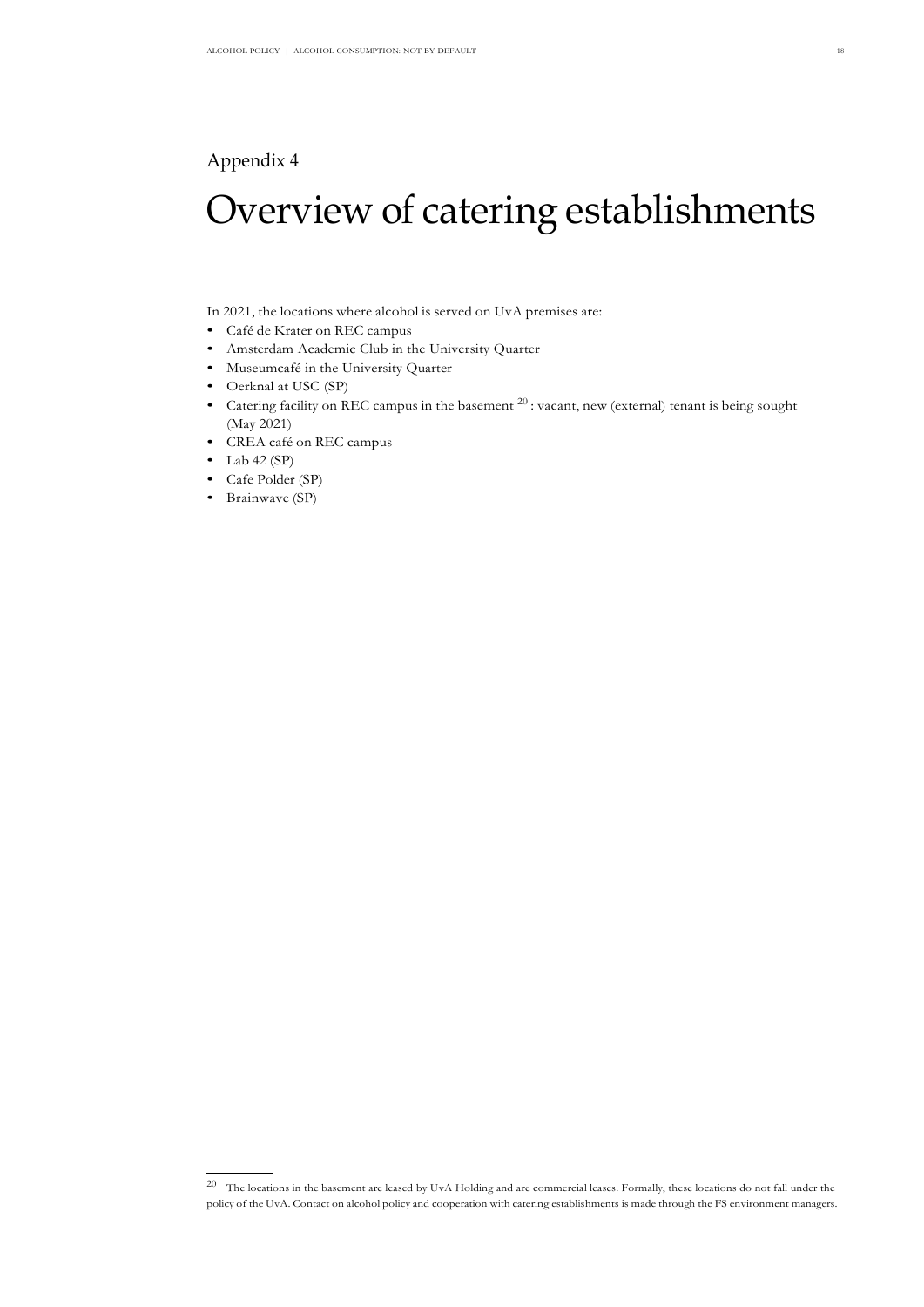Appendix 4

# Overview of catering establishments

In 2021, the locations where alcohol is served on UvA premises are:

- Café de Krater on REC campus
- Amsterdam Academic Club in the University Quarter
- Museumcafé in the University Quarter
- Oerknal at USC (SP)
- Catering facility on REC campus in the basement [20]: vacant, new (external) tenant is being sought (May 2021)
- CREA café on REC campus
- Lab 42 (SP)
- Cafe Polder (SP)
- Brainwave (SP)

[20] The locations in the basement are leased by UvA Holding and are commercial leases. Formally, these locations do not fall under the policy of the UvA. Contact on alcohol policy and cooperation with catering establishments is made through the FS environment managers.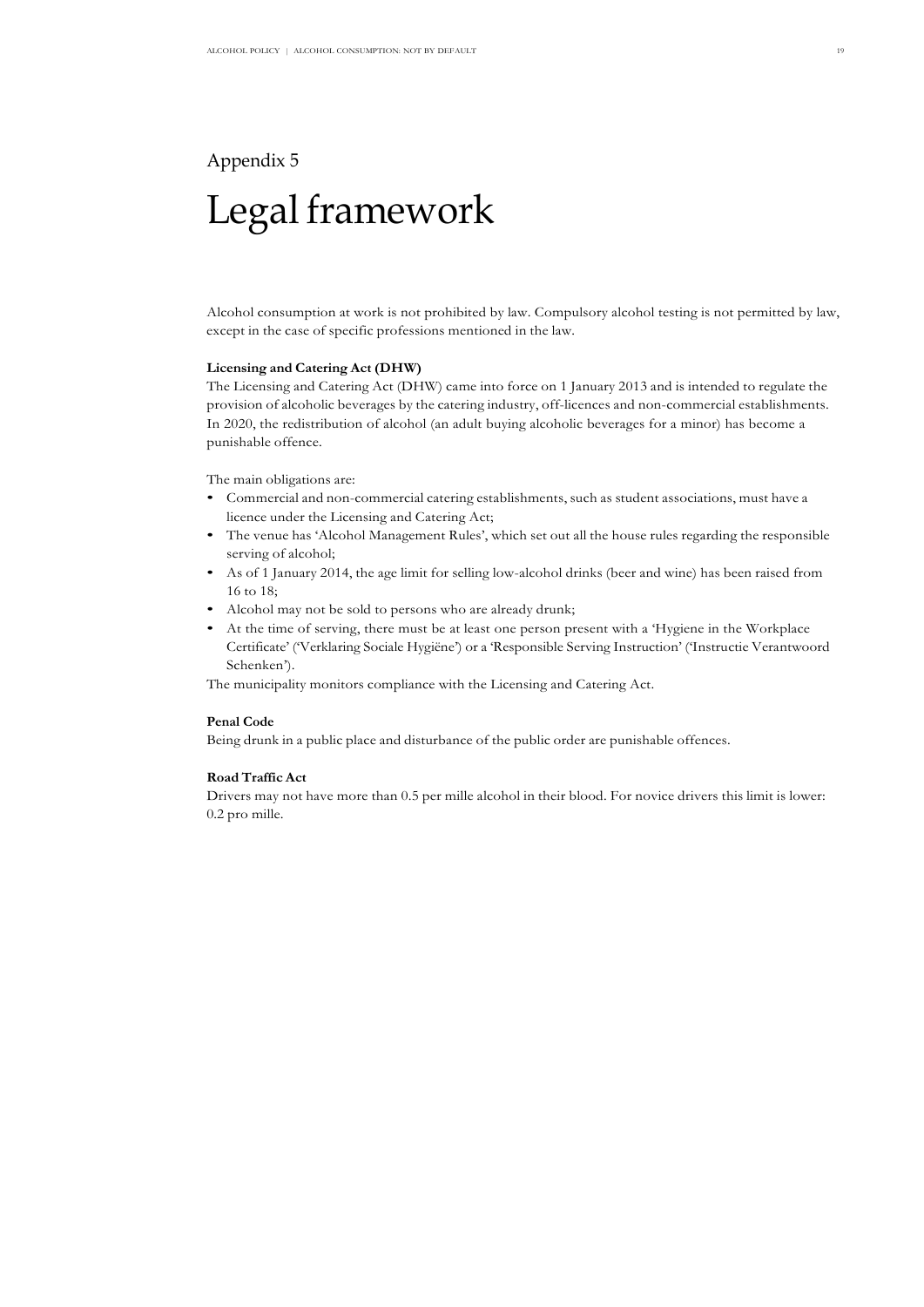Appendix 5

# Legal framework

Alcohol consumption at work is not prohibited by law. Compulsory alcohol testing is not permitted by law, except in the case of specific professions mentioned in the law.

**Licensing and Catering Act (DHW)**

The Licensing and Catering Act (DHW) came into force on 1 January 2013 and is intended to regulate the provision of alcoholic beverages by the catering industry, off-licences and non-commercial establishments. In 2020, the redistribution of alcohol (an adult buying alcoholic beverages for a minor) has become a punishable offence.

The main obligations are:

- Commercial and non-commercial catering establishments, such as student associations, must have a licence under the Licensing and Catering Act;
- The venue has 'Alcohol Management Rules', which set out all the house rules regarding the responsible serving of alcohol;
- As of 1 January 2014, the age limit for selling low-alcohol drinks (beer and wine) has been raised from 16 to 18;
- Alcohol may not be sold to persons who are already drunk;
- At the time of serving, there must be at least one person present with a 'Hygiene in the Workplace Certificate' ('Verklaring Sociale Hygiëne') or a 'Responsible Serving Instruction' ('Instructie Verantwoord Schenken').

The municipality monitors compliance with the Licensing and Catering Act.

**Penal Code**

Being drunk in a public place and disturbance of the public order are punishable offences.

**Road Traffic Act**

Drivers may not have more than 0.5 per mille alcohol in their blood. For novice drivers this limit is lower: 0.2 pro mille.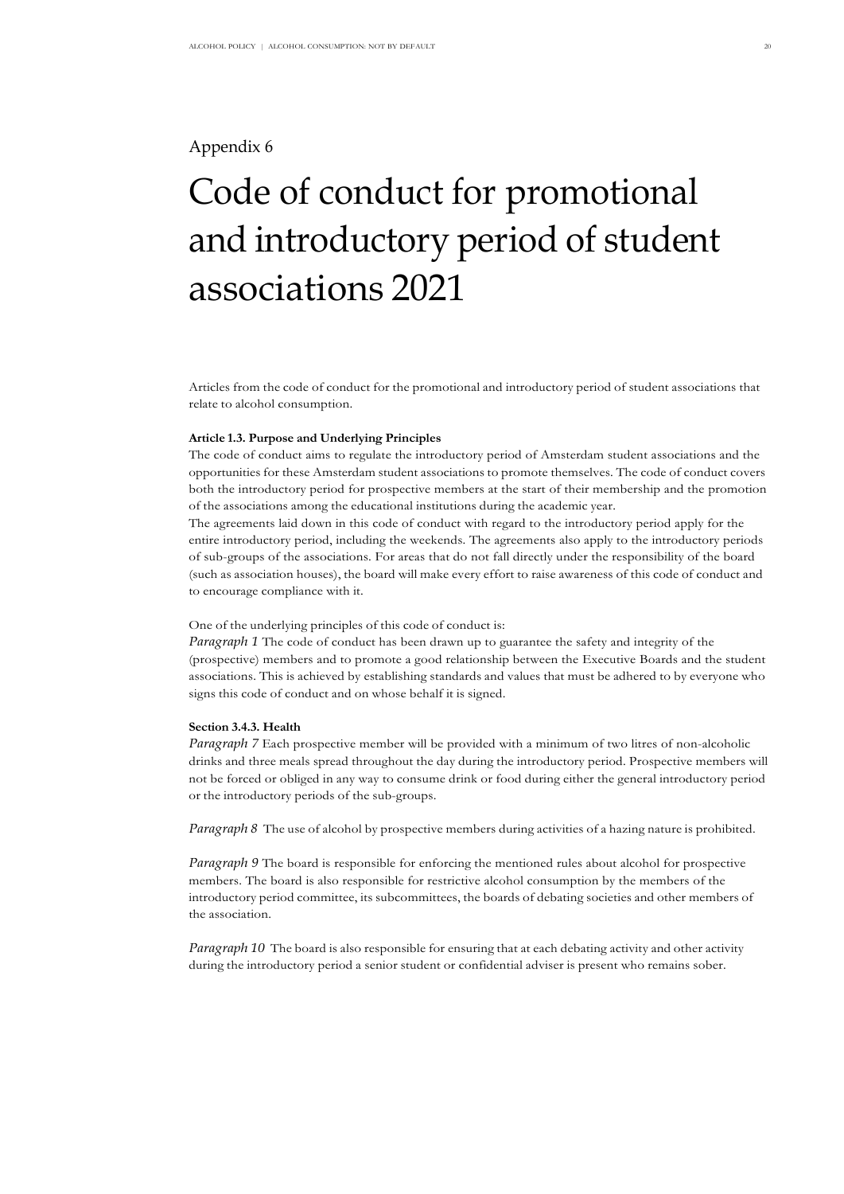Appendix 6

# Code of conduct for promotional and introductory period of student associations 2021

Articles from the code of conduct for the promotional and introductory period of student associations that relate to alcohol consumption.

**Article 1.3. Purpose and Underlying Principles**

The code of conduct aims to regulate the introductory period of Amsterdam student associations and the opportunities for these Amsterdam student associations to promote themselves. The code of conduct covers both the introductory period for prospective members at the start of their membership and the promotion of the associations among the educational institutions during the academic year.

The agreements laid down in this code of conduct with regard to the introductory period apply for the entire introductory period, including the weekends. The agreements also apply to the introductory periods of sub-groups of the associations. For areas that do not fall directly under the responsibility of the board (such as association houses), the board will make every effort to raise awareness of this code of conduct and to encourage compliance with it.

One of the underlying principles of this code of conduct is:

*Paragraph 1* The code of conduct has been drawn up to guarantee the safety and integrity of the (prospective) members and to promote a good relationship between the Executive Boards and the student associations. This is achieved by establishing standards and values that must be adhered to by everyone who signs this code of conduct and on whose behalf it is signed.

**Section 3.4.3. Health**

*Paragraph 7* Each prospective member will be provided with a minimum of two litres of non-alcoholic drinks and three meals spread throughout the day during the introductory period. Prospective members will not be forced or obliged in any way to consume drink or food during either the general introductory period or the introductory periods of the sub-groups.

*Paragraph 8* The use of alcohol by prospective members during activities of a hazing nature is prohibited.

*Paragraph 9* The board is responsible for enforcing the mentioned rules about alcohol for prospective members. The board is also responsible for restrictive alcohol consumption by the members of the introductory period committee, its subcommittees, the boards of debating societies and other members of the association.

*Paragraph 10* The board is also responsible for ensuring that at each debating activity and other activity during the introductory period a senior student or confidential adviser is present who remains sober.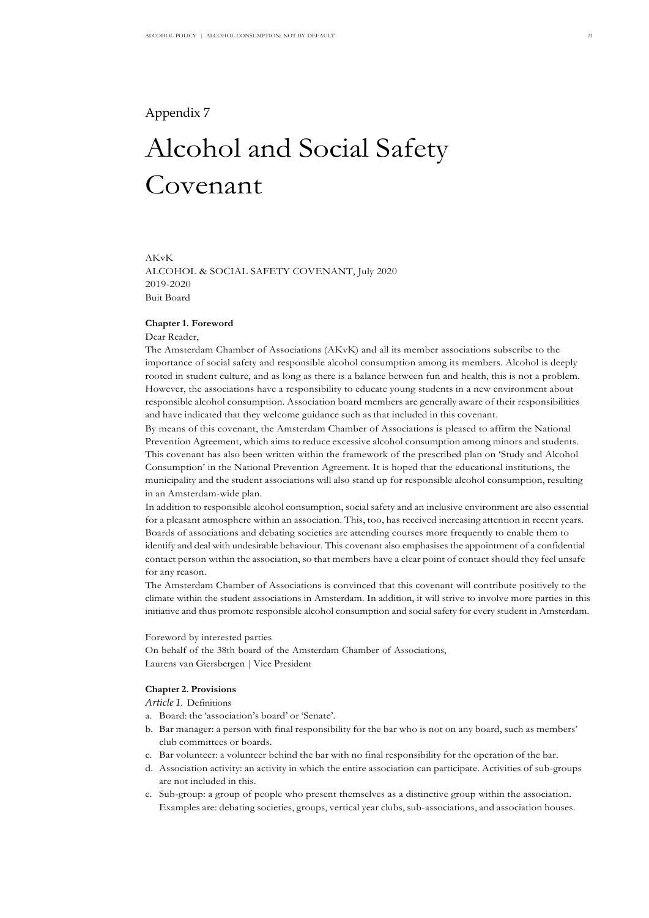Appendix 7

# Alcohol and Social Safety Covenant

AKvK
ALCOHOL & SOCIAL SAFETY COVENANT, July 2020
2019-2020
Buit Board

### Chapter 1. Foreword

Dear Reader,

The Amsterdam Chamber of Associations (AKvK) and all its member associations subscribe to the importance of social safety and responsible alcohol consumption among its members. Alcohol is deeply rooted in student culture, and as long as there is a balance between fun and health, this is not a problem. However, the associations have a responsibility to educate young students in a new environment about responsible alcohol consumption. Association board members are generally aware of their responsibilities and have indicated that they welcome guidance such as that included in this covenant.

By means of this covenant, the Amsterdam Chamber of Associations is pleased to affirm the National Prevention Agreement, which aims to reduce excessive alcohol consumption among minors and students. This covenant has also been written within the framework of the prescribed plan on 'Study and Alcohol Consumption' in the National Prevention Agreement. It is hoped that the educational institutions, the municipality and the student associations will also stand up for responsible alcohol consumption, resulting in an Amsterdam-wide plan.

In addition to responsible alcohol consumption, social safety and an inclusive environment are also essential for a pleasant atmosphere within an association. This, too, has received increasing attention in recent years. Boards of associations and debating societies are attending courses more frequently to enable them to identify and deal with undesirable behaviour. This covenant also emphasises the appointment of a confidential contact person within the association, so that members have a clear point of contact should they feel unsafe for any reason.

The Amsterdam Chamber of Associations is convinced that this covenant will contribute positively to the climate within the student associations in Amsterdam. In addition, it will strive to involve more parties in this initiative and thus promote responsible alcohol consumption and social safety for every student in Amsterdam.

Foreword by interested parties
On behalf of the 38th board of the Amsterdam Chamber of Associations,
Laurens van Giersbergen | Vice President

### Chapter 2. Provisions

*Article 1.* Definitions

a. Board: the 'association's board' or 'Senate'.
b. Bar manager: a person with final responsibility for the bar who is not on any board, such as members' club committees or boards.
c. Bar volunteer: a volunteer behind the bar with no final responsibility for the operation of the bar.
d. Association activity: an activity in which the entire association can participate. Activities of sub-groups are not included in this.
e. Sub-group: a group of people who present themselves as a distinctive group within the association. Examples are: debating societies, groups, vertical year clubs, sub-associations, and association houses.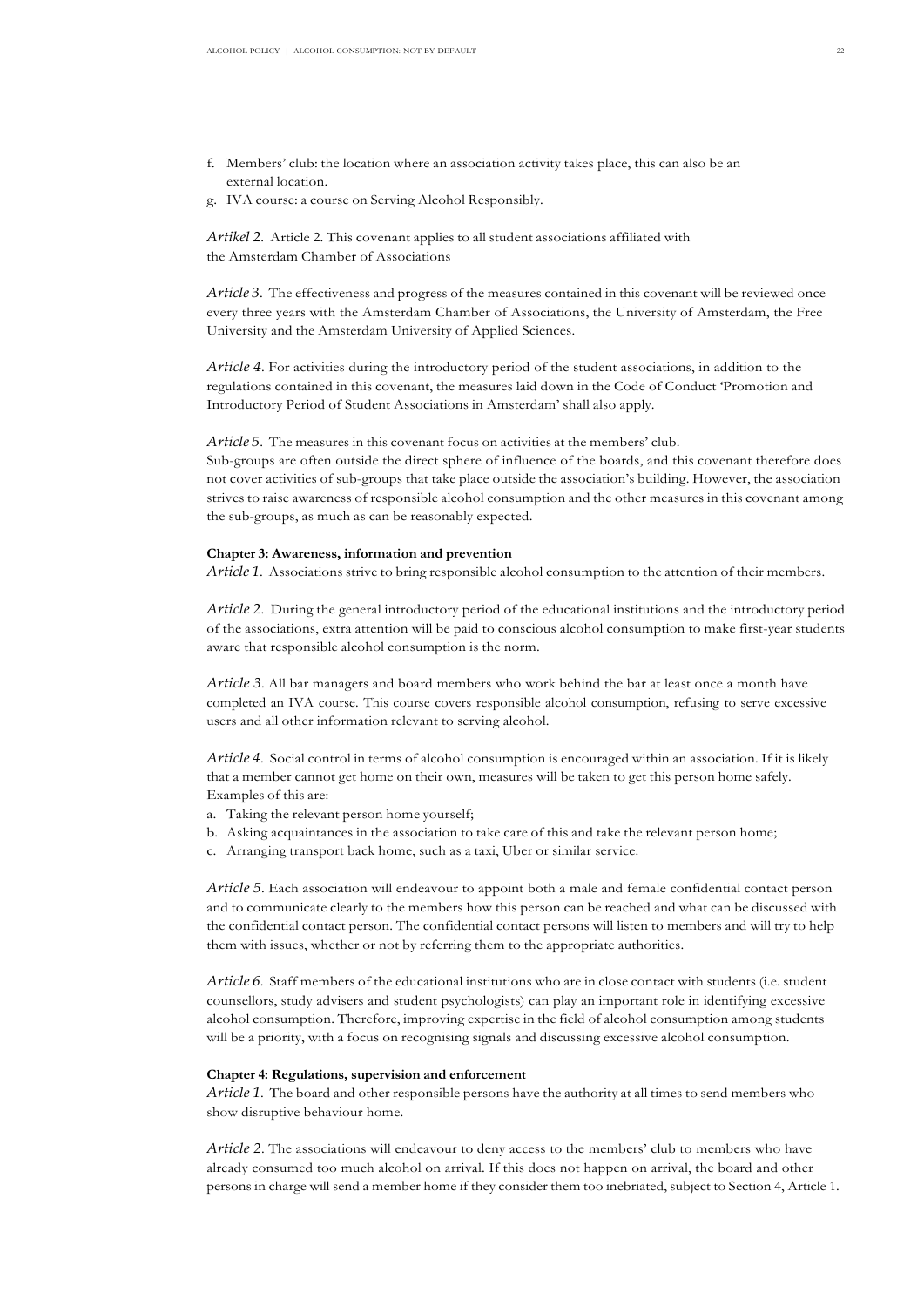f. Members' club: the location where an association activity takes place, this can also be an external location.
g. IVA course: a course on Serving Alcohol Responsibly.

*Artikel 2*. Article 2. This covenant applies to all student associations affiliated with the Amsterdam Chamber of Associations

*Article 3*. The effectiveness and progress of the measures contained in this covenant will be reviewed once every three years with the Amsterdam Chamber of Associations, the University of Amsterdam, the Free University and the Amsterdam University of Applied Sciences.

*Article 4*. For activities during the introductory period of the student associations, in addition to the regulations contained in this covenant, the measures laid down in the Code of Conduct 'Promotion and Introductory Period of Student Associations in Amsterdam' shall also apply.

*Article 5*. The measures in this covenant focus on activities at the members' club.
Sub-groups are often outside the direct sphere of influence of the boards, and this covenant therefore does not cover activities of sub-groups that take place outside the association's building. However, the association strives to raise awareness of responsible alcohol consumption and the other measures in this covenant among the sub-groups, as much as can be reasonably expected.

**Chapter 3: Awareness, information and prevention**

*Article 1*. Associations strive to bring responsible alcohol consumption to the attention of their members.

*Article 2*. During the general introductory period of the educational institutions and the introductory period of the associations, extra attention will be paid to conscious alcohol consumption to make first-year students aware that responsible alcohol consumption is the norm.

*Article 3*. All bar managers and board members who work behind the bar at least once a month have completed an IVA course. This course covers responsible alcohol consumption, refusing to serve excessive users and all other information relevant to serving alcohol.

*Article 4*. Social control in terms of alcohol consumption is encouraged within an association. If it is likely that a member cannot get home on their own, measures will be taken to get this person home safely. Examples of this are:

a. Taking the relevant person home yourself;
b. Asking acquaintances in the association to take care of this and take the relevant person home;
c. Arranging transport back home, such as a taxi, Uber or similar service.

*Article 5*. Each association will endeavour to appoint both a male and female confidential contact person and to communicate clearly to the members how this person can be reached and what can be discussed with the confidential contact person. The confidential contact persons will listen to members and will try to help them with issues, whether or not by referring them to the appropriate authorities.

*Article 6*. Staff members of the educational institutions who are in close contact with students (i.e. student counsellors, study advisers and student psychologists) can play an important role in identifying excessive alcohol consumption. Therefore, improving expertise in the field of alcohol consumption among students will be a priority, with a focus on recognising signals and discussing excessive alcohol consumption.

**Chapter 4: Regulations, supervision and enforcement**

*Article 1*. The board and other responsible persons have the authority at all times to send members who show disruptive behaviour home.

*Article 2*. The associations will endeavour to deny access to the members' club to members who have already consumed too much alcohol on arrival. If this does not happen on arrival, the board and other persons in charge will send a member home if they consider them too inebriated, subject to Section 4, Article 1.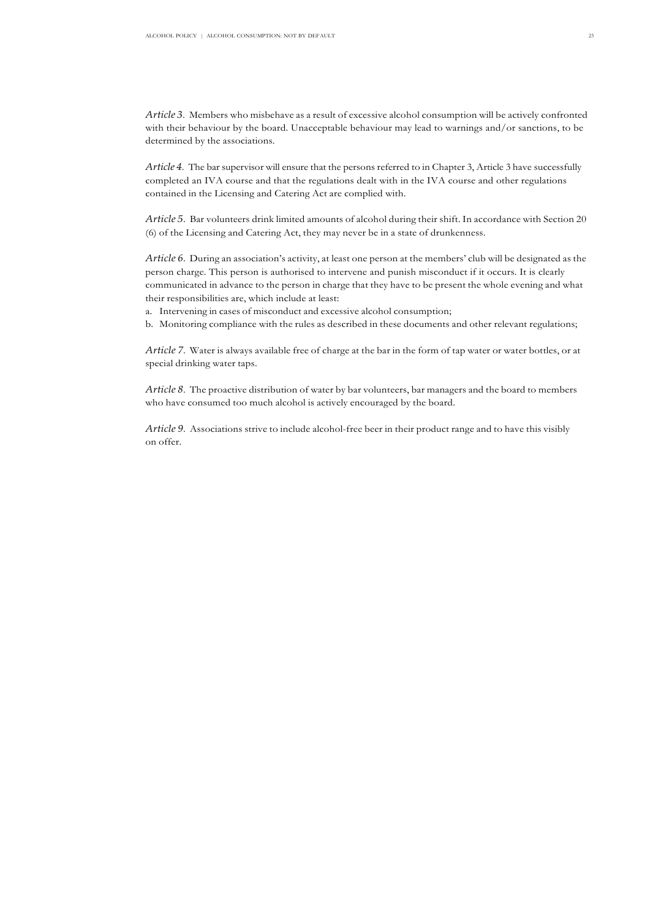*Article 3*. Members who misbehave as a result of excessive alcohol consumption will be actively confronted with their behaviour by the board. Unacceptable behaviour may lead to warnings and/or sanctions, to be determined by the associations.

*Article 4*. The bar supervisor will ensure that the persons referred to in Chapter 3, Article 3 have successfully completed an IVA course and that the regulations dealt with in the IVA course and other regulations contained in the Licensing and Catering Act are complied with.

*Article 5*. Bar volunteers drink limited amounts of alcohol during their shift. In accordance with Section 20 (6) of the Licensing and Catering Act, they may never be in a state of drunkenness.

*Article 6*. During an association's activity, at least one person at the members' club will be designated as the person charge. This person is authorised to intervene and punish misconduct if it occurs. It is clearly communicated in advance to the person in charge that they have to be present the whole evening and what their responsibilities are, which include at least:

a. Intervening in cases of misconduct and excessive alcohol consumption;
b. Monitoring compliance with the rules as described in these documents and other relevant regulations;

*Article 7*. Water is always available free of charge at the bar in the form of tap water or water bottles, or at special drinking water taps.

*Article 8*. The proactive distribution of water by bar volunteers, bar managers and the board to members who have consumed too much alcohol is actively encouraged by the board.

*Article 9*. Associations strive to include alcohol-free beer in their product range and to have this visibly on offer.